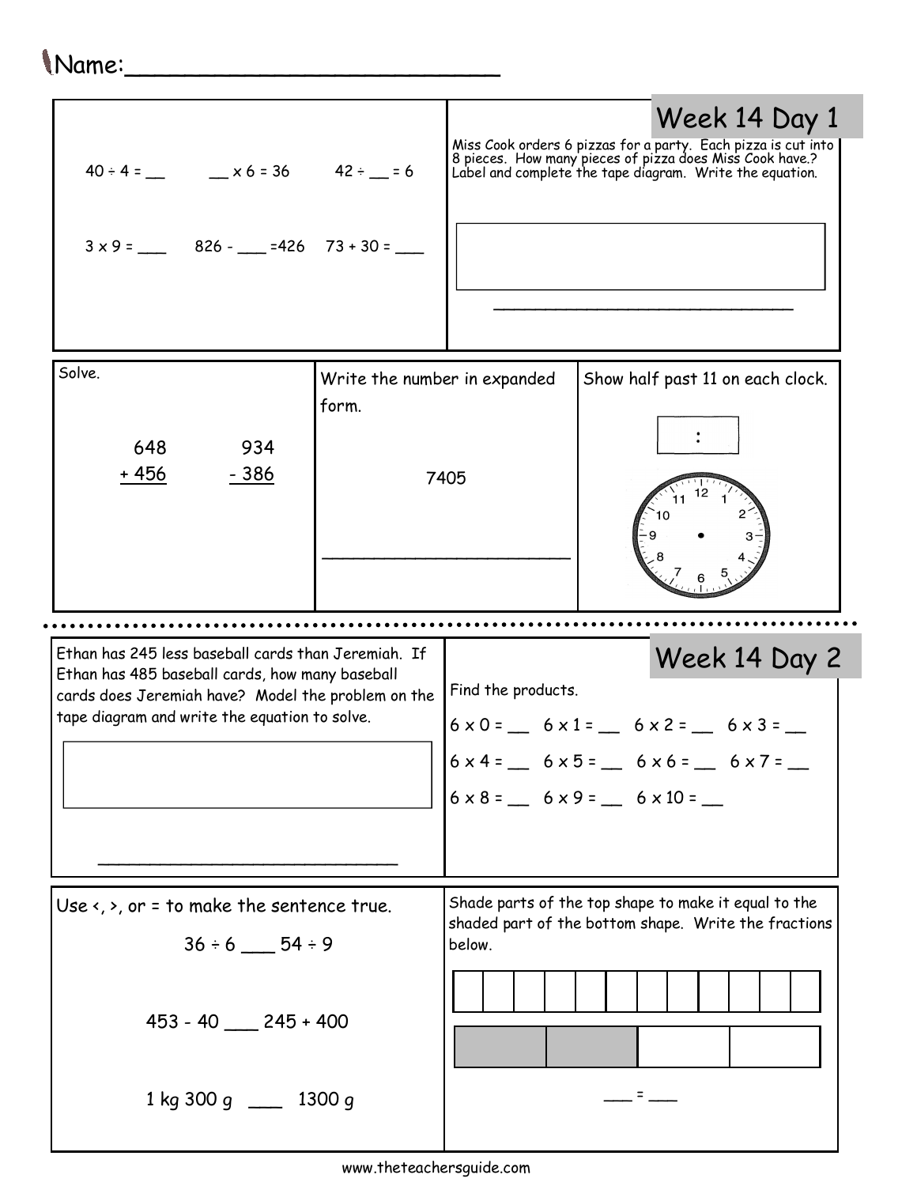Name:\_\_\_\_\_\_\_\_\_\_\_\_\_\_\_\_\_\_\_\_\_\_\_\_\_\_

## Week 14 Day 1

$40 \div 4 =$ \_\_  \_\_ $\times 6 = 36$  $42 \div$ \_\_ $= 6$

$3 \times 9 =$ \_\_\_  $826 -$ \_\_\_ $=426$  $73 + 30 =$ \_\_\_

Miss Cook orders 6 pizzas for a party. Each pizza is cut into 8 pieces. How many pieces of pizza does Miss Cook have.? Label and complete the tape diagram. Write the equation.

\_\_\_\_\_\_\_\_\_\_\_\_\_\_\_\_\_\_\_\_\_\_\_\_\_\_\_\_\_\_\_\_

Solve.

```
  648      934
+ 456    - 386
```

Write the number in expanded form.

7405

\_\_\_\_\_\_\_\_\_\_\_\_\_\_\_\_\_\_\_\_\_\_\_\_

Show half past 11 on each clock.

:

## Week 14 Day 2

Ethan has 245 less baseball cards than Jeremiah. If Ethan has 485 baseball cards, how many baseball cards does Jeremiah have? Model the problem on the tape diagram and write the equation to solve.

\_\_\_\_\_\_\_\_\_\_\_\_\_\_\_\_\_\_\_\_\_\_\_\_\_\_\_\_\_\_\_\_

Find the products.

$6 \times 0 =$ \_\_  $6 \times 1 =$ \_\_  $6 \times 2 =$ \_\_  $6 \times 3 =$ \_\_

$6 \times 4 =$ \_\_  $6 \times 5 =$ \_\_  $6 \times 6 =$ \_\_  $6 \times 7 =$ \_\_

$6 \times 8 =$ \_\_  $6 \times 9 =$ \_\_  $6 \times 10 =$ \_\_

Use <, >, or = to make the sentence true.

$36 \div 6$ \_\_\_ $54 \div 9$

$453 - 40$ \_\_\_ $245 + 400$

1 kg 300 g \_\_\_ 1300 g

Shade parts of the top shape to make it equal to the shaded part of the bottom shape. Write the fractions below.

\_\_\_ = \_\_\_

www.theteachersguide.com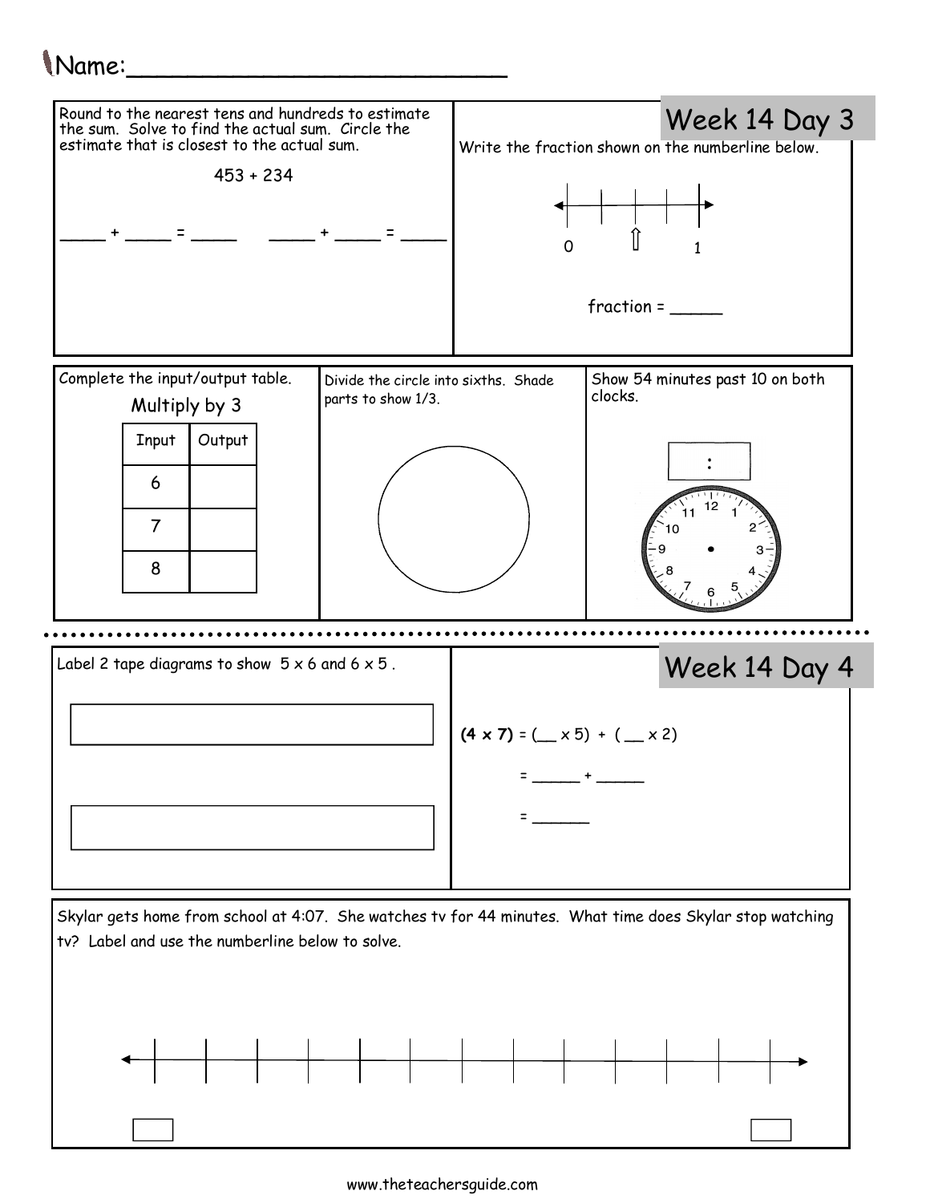Name:___________________________

## Week 14 Day 3

Round to the nearest tens and hundreds to estimate the sum. Solve to find the actual sum. Circle the estimate that is closest to the actual sum.

453 + 234

_____ + _____ = _____ _____ + _____ = _____

Write the fraction shown on the numberline below.

0 1

fraction = _____

Complete the input/output table.

Multiply by 3

| Input | Output |
| --- | --- |
| 6 | |
| 7 | |
| 8 | |

Divide the circle into sixths. Shade parts to show 1/3.

Show 54 minutes past 10 on both clocks.

:

## Week 14 Day 4

Label 2 tape diagrams to show 5 x 6 and 6 x 5 .

**(4 x 7)** = (__ x 5) + ( __ x 2)

= _____ + _____

= ______

Skylar gets home from school at 4:07. She watches tv for 44 minutes. What time does Skylar stop watching tv? Label and use the numberline below to solve.

www.theteachersguide.com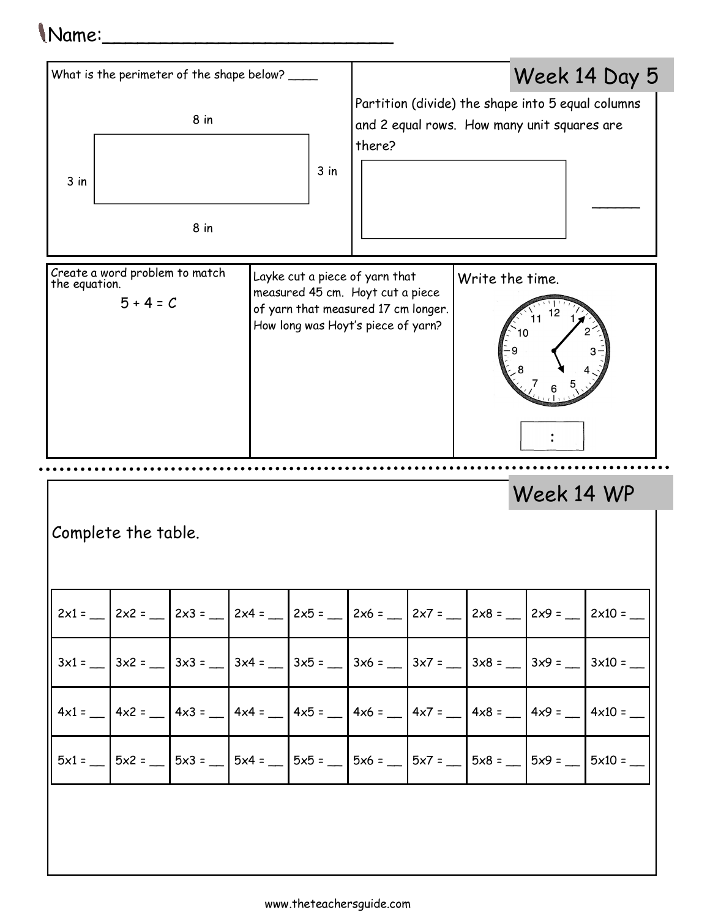Name:___________________________

## Week 14 Day 5

What is the perimeter of the shape below? ____

8 in

3 in

3 in

8 in

Partition (divide) the shape into 5 equal columns and 2 equal rows. How many unit squares are there?

______

Create a word problem to match the equation.

$5 + 4 = C$

Layke cut a piece of yarn that measured 45 cm. Hoyt cut a piece of yarn that measured 17 cm longer. How long was Hoyt's piece of yarn?

Write the time.

12 1 2 3 4 5 6 7 8 9 10 11

:

## Week 14 WP

Complete the table.

| | | | | | | | | | |
|---|---|---|---|---|---|---|---|---|---|
| 2x1 = __ | 2x2 = __ | 2x3 = __ | 2x4 = __ | 2x5 = __ | 2x6 = __ | 2x7 = __ | 2x8 = __ | 2x9 = __ | 2x10 = __ |
| 3x1 = __ | 3x2 = __ | 3x3 = __ | 3x4 = __ | 3x5 = __ | 3x6 = __ | 3x7 = __ | 3x8 = __ | 3x9 = __ | 3x10 = __ |
| 4x1 = __ | 4x2 = __ | 4x3 = __ | 4x4 = __ | 4x5 = __ | 4x6 = __ | 4x7 = __ | 4x8 = __ | 4x9 = __ | 4x10 = __ |
| 5x1 = __ | 5x2 = __ | 5x3 = __ | 5x4 = __ | 5x5 = __ | 5x6 = __ | 5x7 = __ | 5x8 = __ | 5x9 = __ | 5x10 = __ |

www.theteachersguide.com